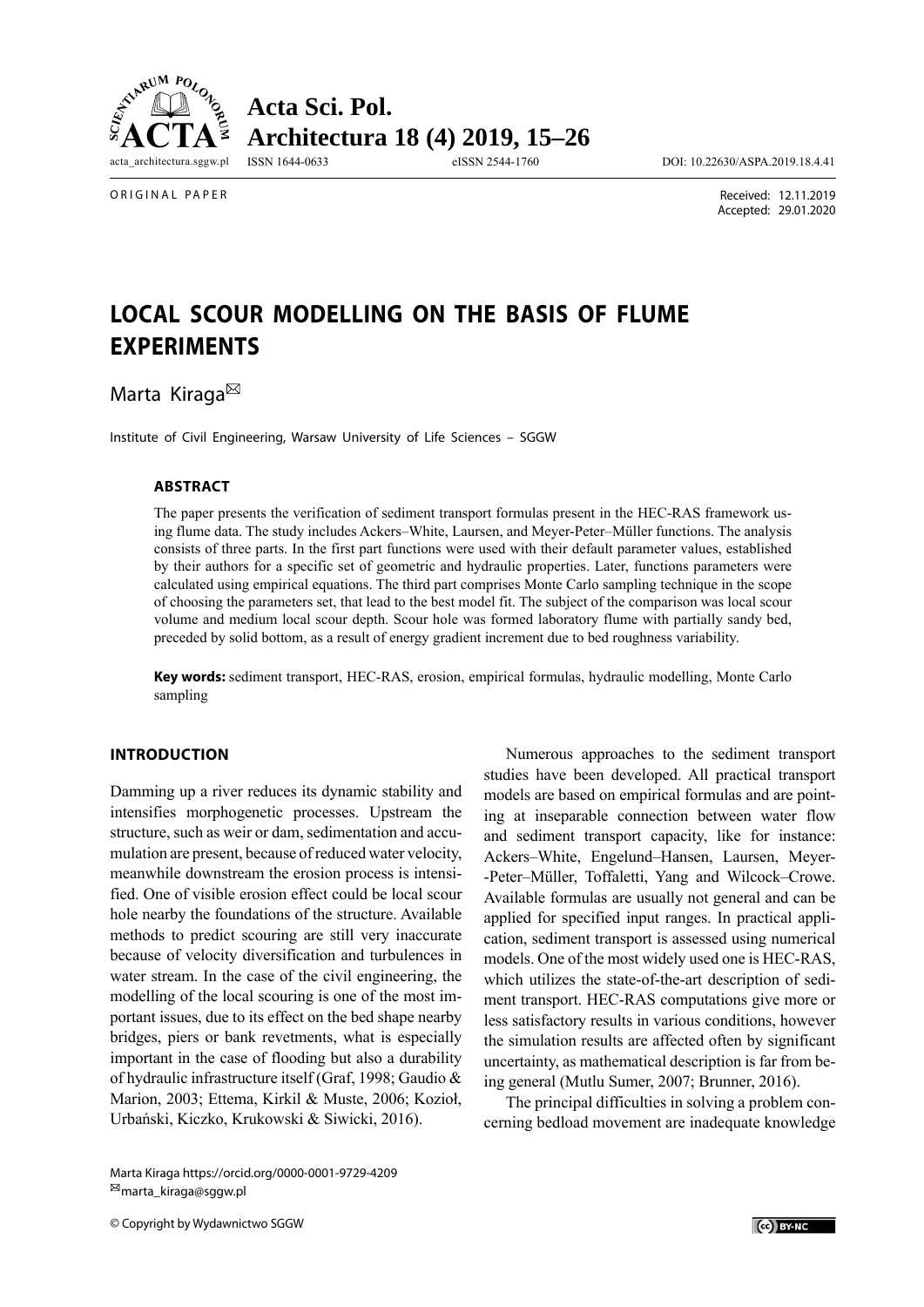ORIGINAL PAPER

Received: 12.11.2019
Accepted: 29.01.2020

# LOCAL SCOUR MODELLING ON THE BASIS OF FLUME EXPERIMENTS

Marta Kiraga✉

Institute of Civil Engineering, Warsaw University of Life Sciences – SGGW

### ABSTRACT

The paper presents the verification of sediment transport formulas present in the HEC-RAS framework using flume data. The study includes Ackers–White, Laursen, and Meyer-Peter–Müller functions. The analysis consists of three parts. In the first part functions were used with their default parameter values, established by their authors for a specific set of geometric and hydraulic properties. Later, functions parameters were calculated using empirical equations. The third part comprises Monte Carlo sampling technique in the scope of choosing the parameters set, that lead to the best model fit. The subject of the comparison was local scour volume and medium local scour depth. Scour hole was formed laboratory flume with partially sandy bed, preceded by solid bottom, as a result of energy gradient increment due to bed roughness variability.

**Key words:** sediment transport, HEC-RAS, erosion, empirical formulas, hydraulic modelling, Monte Carlo sampling

## INTRODUCTION

Damming up a river reduces its dynamic stability and intensifies morphogenetic processes. Upstream the structure, such as weir or dam, sedimentation and accumulation are present, because of reduced water velocity, meanwhile downstream the erosion process is intensified. One of visible erosion effect could be local scour hole nearby the foundations of the structure. Available methods to predict scouring are still very inaccurate because of velocity diversification and turbulences in water stream. In the case of the civil engineering, the modelling of the local scouring is one of the most important issues, due to its effect on the bed shape nearby bridges, piers or bank revetments, what is especially important in the case of flooding but also a durability of hydraulic infrastructure itself (Graf, 1998; Gaudio & Marion, 2003; Ettema, Kirkil & Muste, 2006; Kozioł, Urbański, Kiczko, Krukowski & Siwicki, 2016).

Numerous approaches to the sediment transport studies have been developed. All practical transport models are based on empirical formulas and are pointing at inseparable connection between water flow and sediment transport capacity, like for instance: Ackers–White, Engelund–Hansen, Laursen, Meyer-Peter–Müller, Toffaletti, Yang and Wilcock–Crowe. Available formulas are usually not general and can be applied for specified input ranges. In practical application, sediment transport is assessed using numerical models. One of the most widely used one is HEC-RAS, which utilizes the state-of-the-art description of sediment transport. HEC-RAS computations give more or less satisfactory results in various conditions, however the simulation results are affected often by significant uncertainty, as mathematical description is far from being general (Mutlu Sumer, 2007; Brunner, 2016).

The principal difficulties in solving a problem concerning bedload movement are inadequate knowledge

Marta Kiraga https://orcid.org/0000-0001-9729-4209
✉marta_kiraga@sggw.pl

© Copyright by Wydawnictwo SGGW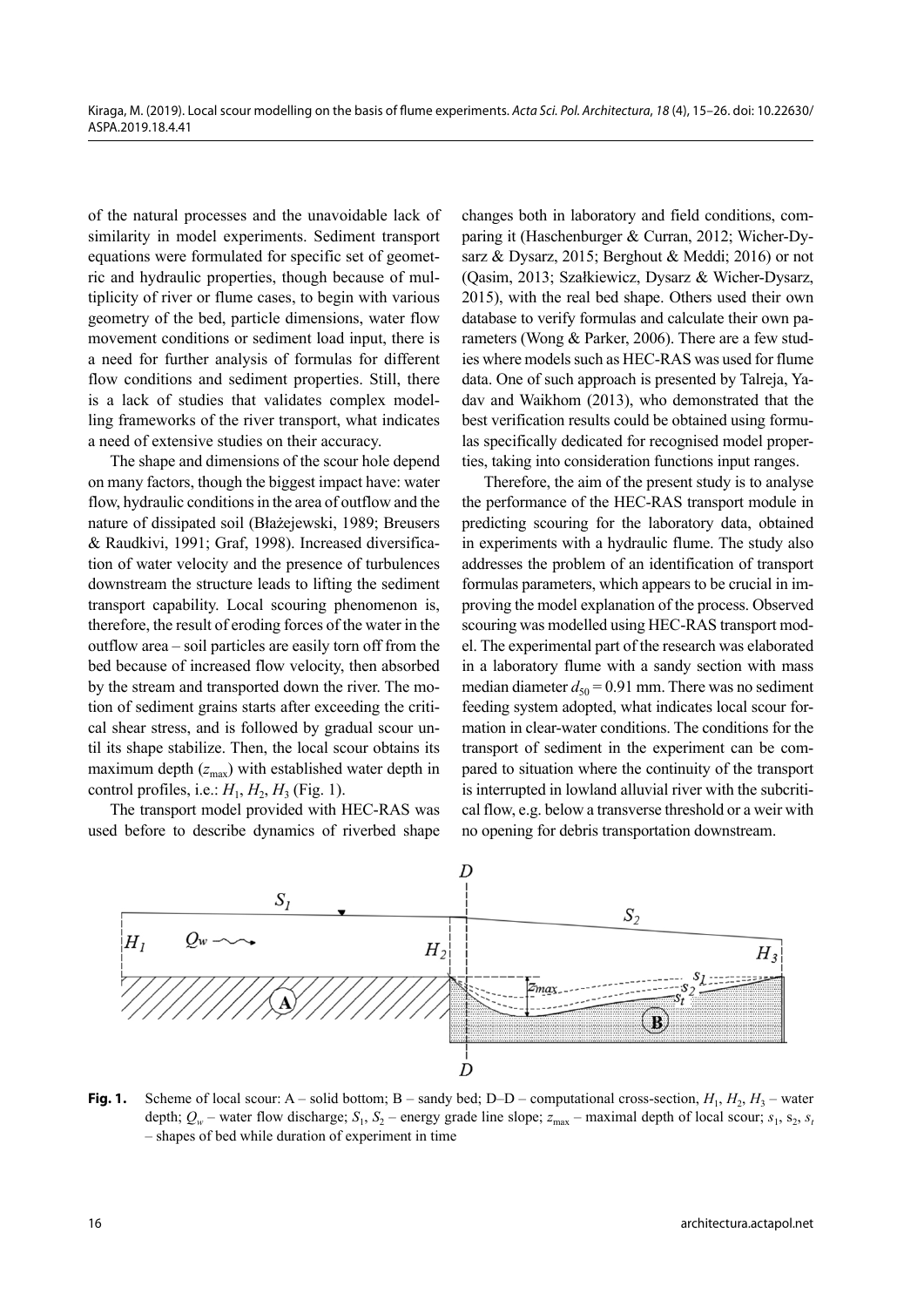of the natural processes and the unavoidable lack of similarity in model experiments. Sediment transport equations were formulated for specific set of geometric and hydraulic properties, though because of multiplicity of river or flume cases, to begin with various geometry of the bed, particle dimensions, water flow movement conditions or sediment load input, there is a need for further analysis of formulas for different flow conditions and sediment properties. Still, there is a lack of studies that validates complex modelling frameworks of the river transport, what indicates a need of extensive studies on their accuracy.

The shape and dimensions of the scour hole depend on many factors, though the biggest impact have: water flow, hydraulic conditions in the area of outflow and the nature of dissipated soil (Błażejewski, 1989; Breusers & Raudkivi, 1991; Graf, 1998). Increased diversification of water velocity and the presence of turbulences downstream the structure leads to lifting the sediment transport capability. Local scouring phenomenon is, therefore, the result of eroding forces of the water in the outflow area – soil particles are easily torn off from the bed because of increased flow velocity, then absorbed by the stream and transported down the river. The motion of sediment grains starts after exceeding the critical shear stress, and is followed by gradual scour until its shape stabilize. Then, the local scour obtains its maximum depth ($z_{max}$) with established water depth in control profiles, i.e.: $H_1$, $H_2$, $H_3$ (Fig. 1).

The transport model provided with HEC-RAS was used before to describe dynamics of riverbed shape changes both in laboratory and field conditions, comparing it (Haschenburger & Curran, 2012; Wicher-Dysarz & Dysarz, 2015; Berghout & Meddi; 2016) or not (Qasim, 2013; Szałkiewicz, Dysarz & Wicher-Dysarz, 2015), with the real bed shape. Others used their own database to verify formulas and calculate their own parameters (Wong & Parker, 2006). There are a few studies where models such as HEC-RAS was used for flume data. One of such approach is presented by Talreja, Yadav and Waikhom (2013), who demonstrated that the best verification results could be obtained using formulas specifically dedicated for recognised model properties, taking into consideration functions input ranges.

Therefore, the aim of the present study is to analyse the performance of the HEC-RAS transport module in predicting scouring for the laboratory data, obtained in experiments with a hydraulic flume. The study also addresses the problem of an identification of transport formulas parameters, which appears to be crucial in improving the model explanation of the process. Observed scouring was modelled using HEC-RAS transport model. The experimental part of the research was elaborated in a laboratory flume with a sandy section with mass median diameter $d_{50} = 0.91$ mm. There was no sediment feeding system adopted, what indicates local scour formation in clear-water conditions. The conditions for the transport of sediment in the experiment can be compared to situation where the continuity of the transport is interrupted in lowland alluvial river with the subcritical flow, e.g. below a transverse threshold or a weir with no opening for debris transportation downstream.

**Fig. 1.** Scheme of local scour: A – solid bottom; B – sandy bed; D–D – computational cross-section, $H_1$, $H_2$, $H_3$ – water depth; $Q_w$ – water flow discharge; $S_1$, $S_2$ – energy grade line slope; $z_{max}$ – maximal depth of local scour; $s_1$, $s_2$, $s_t$ – shapes of bed while duration of experiment in time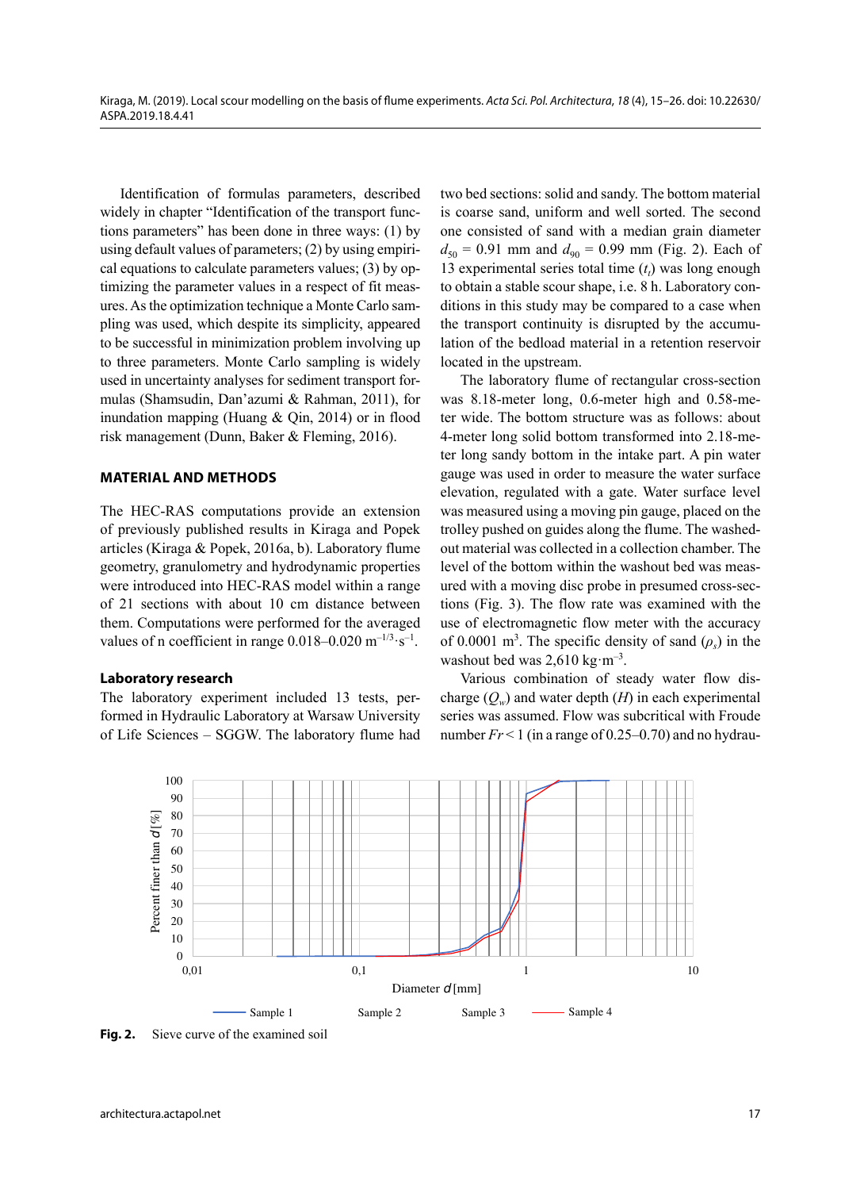Identification of formulas parameters, described widely in chapter "Identification of the transport functions parameters" has been done in three ways: (1) by using default values of parameters; (2) by using empirical equations to calculate parameters values; (3) by optimizing the parameter values in a respect of fit measures. As the optimization technique a Monte Carlo sampling was used, which despite its simplicity, appeared to be successful in minimization problem involving up to three parameters. Monte Carlo sampling is widely used in uncertainty analyses for sediment transport formulas (Shamsudin, Dan'azumi & Rahman, 2011), for inundation mapping (Huang & Qin, 2014) or in flood risk management (Dunn, Baker & Fleming, 2016).

## MATERIAL AND METHODS

The HEC-RAS computations provide an extension of previously published results in Kiraga and Popek articles (Kiraga & Popek, 2016a, b). Laboratory flume geometry, granulometry and hydrodynamic properties were introduced into HEC-RAS model within a range of 21 sections with about 10 cm distance between them. Computations were performed for the averaged values of n coefficient in range 0.018–0.020 $m^{-1/3} \cdot s^{-1}$.

### Laboratory research

The laboratory experiment included 13 tests, performed in Hydraulic Laboratory at Warsaw University of Life Sciences – SGGW. The laboratory flume had two bed sections: solid and sandy. The bottom material is coarse sand, uniform and well sorted. The second one consisted of sand with a median grain diameter $d_{50}$ = 0.91 mm and $d_{90}$ = 0.99 mm (Fig. 2). Each of 13 experimental series total time ($t_t$) was long enough to obtain a stable scour shape, i.e. 8 h. Laboratory conditions in this study may be compared to a case when the transport continuity is disrupted by the accumulation of the bedload material in a retention reservoir located in the upstream.

The laboratory flume of rectangular cross-section was 8.18-meter long, 0.6-meter high and 0.58-meter wide. The bottom structure was as follows: about 4-meter long solid bottom transformed into 2.18-meter long sandy bottom in the intake part. A pin water gauge was used in order to measure the water surface elevation, regulated with a gate. Water surface level was measured using a moving pin gauge, placed on the trolley pushed on guides along the flume. The washed-out material was collected in a collection chamber. The level of the bottom within the washout bed was measured with a moving disc probe in presumed cross-sections (Fig. 3). The flow rate was examined with the use of electromagnetic flow meter with the accuracy of 0.0001 $m^3$. The specific density of sand ($\rho_s$) in the washout bed was 2,610 $kg \cdot m^{-3}$.

Various combination of steady water flow discharge ($Q_w$) and water depth ($H$) in each experimental series was assumed. Flow was subcritical with Froude number $Fr < 1$ (in a range of 0.25–0.70) and no hydrau-

**Fig. 2.** Sieve curve of the examined soil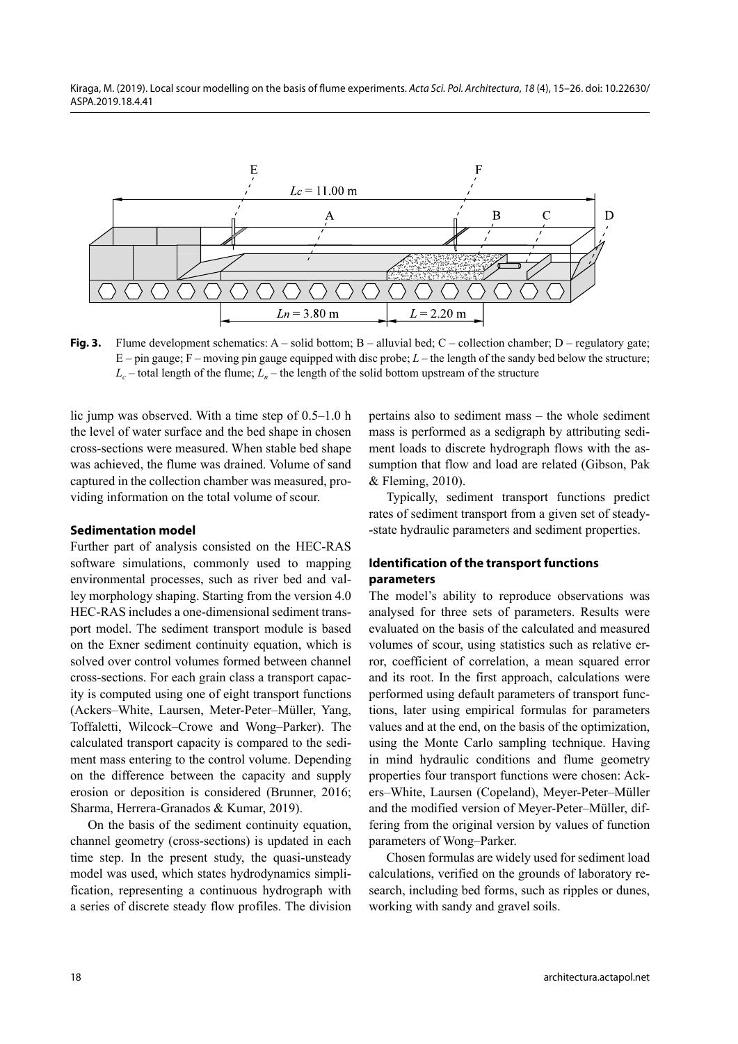**Fig. 3.** Flume development schematics: A – solid bottom; B – alluvial bed; C – collection chamber; D – regulatory gate; E – pin gauge; F – moving pin gauge equipped with disc probe; $L$ – the length of the sandy bed below the structure; $L_c$ – total length of the flume; $L_n$ – the length of the solid bottom upstream of the structure

lic jump was observed. With a time step of 0.5–1.0 h the level of water surface and the bed shape in chosen cross-sections were measured. When stable bed shape was achieved, the flume was drained. Volume of sand captured in the collection chamber was measured, providing information on the total volume of scour.

### Sedimentation model

Further part of analysis consisted on the HEC-RAS software simulations, commonly used to mapping environmental processes, such as river bed and valley morphology shaping. Starting from the version 4.0 HEC-RAS includes a one-dimensional sediment transport model. The sediment transport module is based on the Exner sediment continuity equation, which is solved over control volumes formed between channel cross-sections. For each grain class a transport capacity is computed using one of eight transport functions (Ackers–White, Laursen, Meter-Peter–Müller, Yang, Toffaletti, Wilcock–Crowe and Wong–Parker). The calculated transport capacity is compared to the sediment mass entering to the control volume. Depending on the difference between the capacity and supply erosion or deposition is considered (Brunner, 2016; Sharma, Herrera-Granados & Kumar, 2019).

On the basis of the sediment continuity equation, channel geometry (cross-sections) is updated in each time step. In the present study, the quasi-unsteady model was used, which states hydrodynamics simplification, representing a continuous hydrograph with a series of discrete steady flow profiles. The division pertains also to sediment mass – the whole sediment mass is performed as a sedigraph by attributing sediment loads to discrete hydrograph flows with the assumption that flow and load are related (Gibson, Pak & Fleming, 2010).

Typically, sediment transport functions predict rates of sediment transport from a given set of steady-state hydraulic parameters and sediment properties.

### Identification of the transport functions parameters

The model's ability to reproduce observations was analysed for three sets of parameters. Results were evaluated on the basis of the calculated and measured volumes of scour, using statistics such as relative error, coefficient of correlation, a mean squared error and its root. In the first approach, calculations were performed using default parameters of transport functions, later using empirical formulas for parameters values and at the end, on the basis of the optimization, using the Monte Carlo sampling technique. Having in mind hydraulic conditions and flume geometry properties four transport functions were chosen: Ackers–White, Laursen (Copeland), Meyer-Peter–Müller and the modified version of Meyer-Peter–Müller, differing from the original version by values of function parameters of Wong–Parker.

Chosen formulas are widely used for sediment load calculations, verified on the grounds of laboratory research, including bed forms, such as ripples or dunes, working with sandy and gravel soils.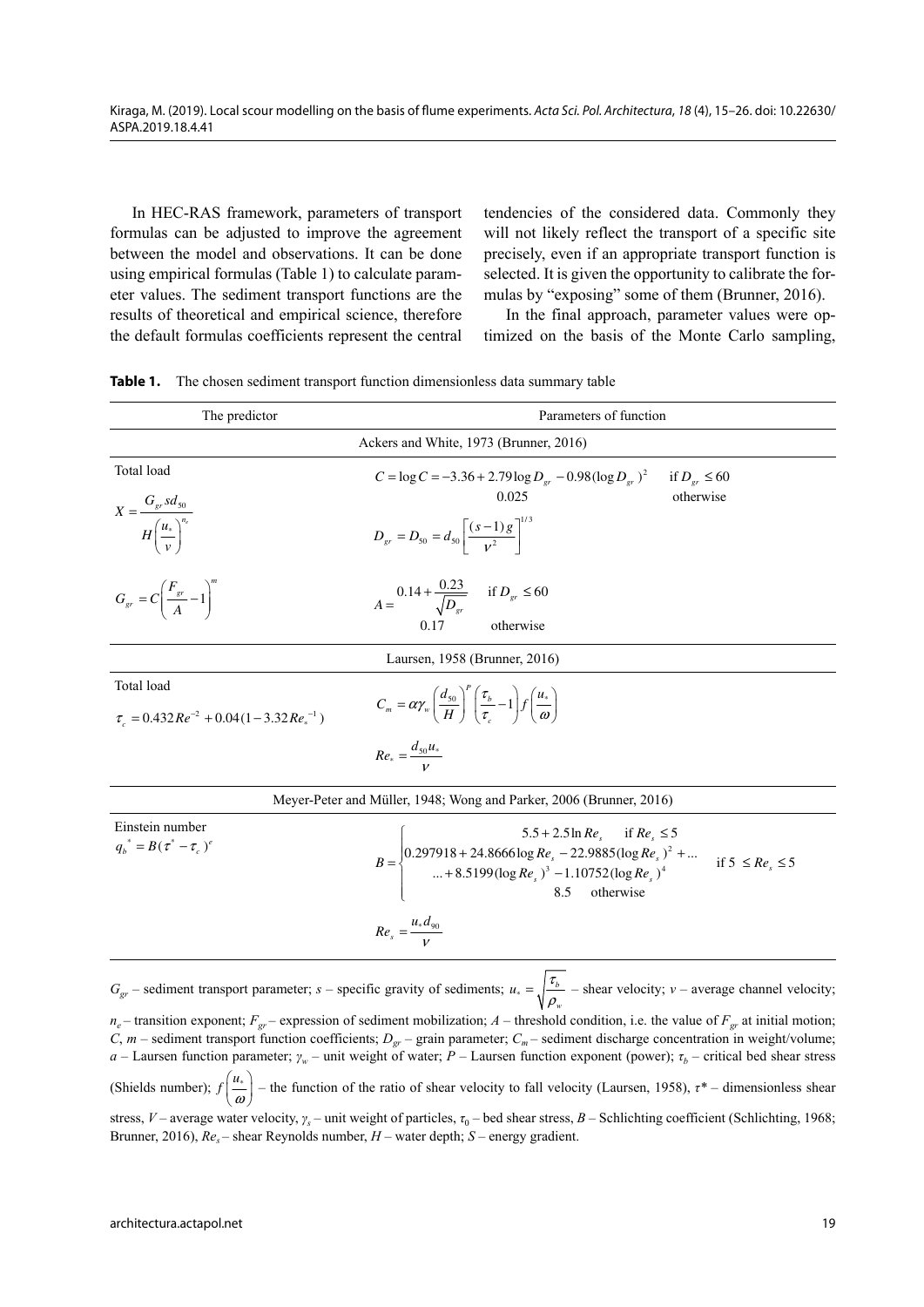In HEC-RAS framework, parameters of transport formulas can be adjusted to improve the agreement between the model and observations. It can be done using empirical formulas (Table 1) to calculate parameter values. The sediment transport functions are the results of theoretical and empirical science, therefore the default formulas coefficients represent the central tendencies of the considered data. Commonly they will not likely reflect the transport of a specific site precisely, even if an appropriate transport function is selected. It is given the opportunity to calibrate the formulas by "exposing" some of them (Brunner, 2016).

In the final approach, parameter values were optimized on the basis of the Monte Carlo sampling,

**Table 1.** The chosen sediment transport function dimensionless data summary table

| The predictor | Parameters of function |
|---|---|
| Ackers and White, 1973 (Brunner, 2016) | |
| Total load $X = \dfrac{G_{gr} s d_{50}}{H\left(\dfrac{u_*}{v}\right)^{n_e}}$ | $C = \log C = -3.36 + 2.79 \log D_{gr} - 0.98 (\log D_{gr})^2$ if $D_{gr} \leq 60$; 0.025 otherwise |
| | $D_{gr} = D_{50} = d_{50}\left[\dfrac{(s-1)g}{v^2}\right]^{1/3}$ |
| $G_{gr} = C\left(\dfrac{F_{gr}}{A} - 1\right)^m$ | $A = 0.14 + \dfrac{0.23}{\sqrt{D_{gr}}}$ if $D_{gr} \leq 60$; 0.17 otherwise |
| Laursen, 1958 (Brunner, 2016) | |
| Total load $\tau_c = 0.432 Re^{-2} + 0.04(1 - 3.32 Re_*^{-1})$ | $C_m = \alpha \gamma_w \left(\dfrac{d_{50}}{H}\right)^P \left(\dfrac{\tau_b}{\tau_c} - 1\right) f\left(\dfrac{u_*}{\omega}\right)$ |
| | $Re_* = \dfrac{d_{50} u_*}{v}$ |
| Meyer-Peter and Müller, 1948; Wong and Parker, 2006 (Brunner, 2016) | |
| Einstein number $q_b^* = B(\tau^* - \tau_c)^e$ | $B = \begin{cases} 5.5 + 2.5 \ln Re_s & \text{if } Re_s \leq 5 \\ 0.297918 + 24.8666 \log Re_s - 22.9885 (\log Re_s)^2 + \ldots \\ \ldots + 8.5199 (\log Re_s)^3 - 1.10752 (\log Re_s)^4 & \text{if } 5 \leq Re_s \leq 5 \\ 8.5 & \text{otherwise} \end{cases}$ |
| | $Re_s = \dfrac{u_* d_{90}}{v}$ |

$G_{gr}$ – sediment transport parameter; $s$ – specific gravity of sediments; $u_* = \sqrt{\dfrac{\tau_b}{\rho_w}}$ – shear velocity; $v$ – average channel velocity; $n_e$ – transition exponent; $F_{gr}$ – expression of sediment mobilization; $A$ – threshold condition, i.e. the value of $F_{gr}$ at initial motion; $C$, $m$ – sediment transport function coefficients; $D_{gr}$ – grain parameter; $C_m$ – sediment discharge concentration in weight/volume; $a$ – Laursen function parameter; $\gamma_w$ – unit weight of water; $P$ – Laursen function exponent (power); $\tau_b$ – critical bed shear stress (Shields number); $f\left(\dfrac{u_*}{\omega}\right)$ – the function of the ratio of shear velocity to fall velocity (Laursen, 1958), $\tau^*$ – dimensionless shear stress, $V$ – average water velocity, $\gamma_s$ – unit weight of particles, $\tau_0$ – bed shear stress, $B$ – Schlichting coefficient (Schlichting, 1968; Brunner, 2016), $Re_s$ – shear Reynolds number, $H$ – water depth; $S$ – energy gradient.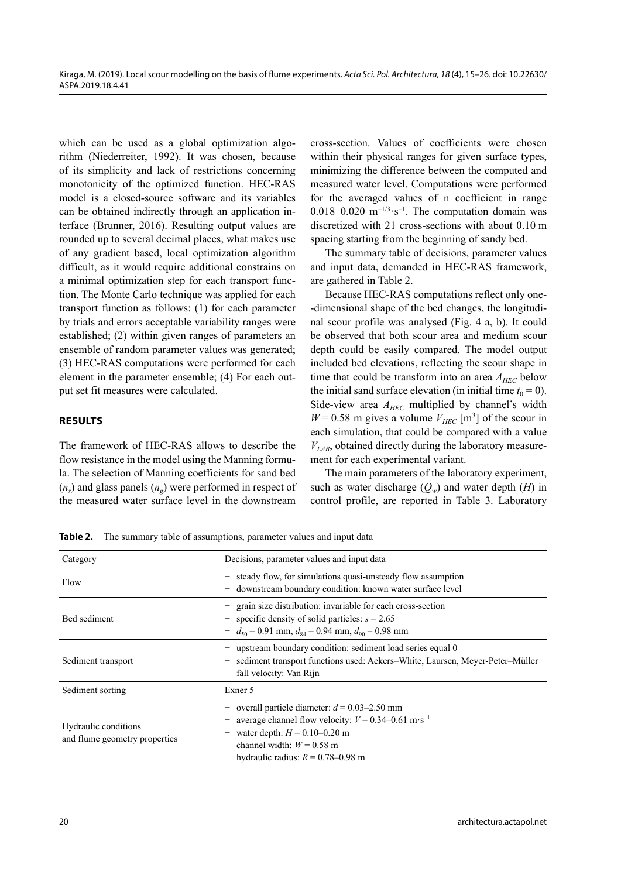which can be used as a global optimization algorithm (Niederreiter, 1992). It was chosen, because of its simplicity and lack of restrictions concerning monotonicity of the optimized function. HEC-RAS model is a closed-source software and its variables can be obtained indirectly through an application interface (Brunner, 2016). Resulting output values are rounded up to several decimal places, what makes use of any gradient based, local optimization algorithm difficult, as it would require additional constrains on a minimal optimization step for each transport function. The Monte Carlo technique was applied for each transport function as follows: (1) for each parameter by trials and errors acceptable variability ranges were established; (2) within given ranges of parameters an ensemble of random parameter values was generated; (3) HEC-RAS computations were performed for each element in the parameter ensemble; (4) For each output set fit measures were calculated.

## RESULTS

The framework of HEC-RAS allows to describe the flow resistance in the model using the Manning formula. The selection of Manning coefficients for sand bed ($n_s$) and glass panels ($n_g$) were performed in respect of the measured water surface level in the downstream cross-section. Values of coefficients were chosen within their physical ranges for given surface types, minimizing the difference between the computed and measured water level. Computations were performed for the averaged values of n coefficient in range 0.018–0.020 $\mathrm{m^{-1/3} \cdot s^{-1}}$. The computation domain was discretized with 21 cross-sections with about 0.10 m spacing starting from the beginning of sandy bed.

The summary table of decisions, parameter values and input data, demanded in HEC-RAS framework, are gathered in Table 2.

Because HEC-RAS computations reflect only one-dimensional shape of the bed changes, the longitudinal scour profile was analysed (Fig. 4 a, b). It could be observed that both scour area and medium scour depth could be easily compared. The model output included bed elevations, reflecting the scour shape in time that could be transform into an area $A_{HEC}$ below the initial sand surface elevation (in initial time $t_0 = 0$). Side-view area $A_{HEC}$ multiplied by channel's width $W = 0.58$ m gives a volume $V_{HEC}$ [m$^3$] of the scour in each simulation, that could be compared with a value $V_{LAB}$, obtained directly during the laboratory measurement for each experimental variant.

The main parameters of the laboratory experiment, such as water discharge ($Q_w$) and water depth ($H$) in control profile, are reported in Table 3. Laboratory

**Table 2.** The summary table of assumptions, parameter values and input data

| Category | Decisions, parameter values and input data |
|---|---|
| Flow | – steady flow, for simulations quasi-unsteady flow assumption<br>– downstream boundary condition: known water surface level |
| Bed sediment | – grain size distribution: invariable for each cross-section<br>– specific density of solid particles: $s = 2.65$<br>– $d_{50} = 0.91$ mm, $d_{84} = 0.94$ mm, $d_{90} = 0.98$ mm |
| Sediment transport | – upstream boundary condition: sediment load series equal 0<br>– sediment transport functions used: Ackers–White, Laursen, Meyer-Peter–Müller<br>– fall velocity: Van Rijn |
| Sediment sorting | Exner 5 |
| Hydraulic conditions and flume geometry properties | – overall particle diameter: $d = 0.03$–$2.50$ mm<br>– average channel flow velocity: $V = 0.34$–$0.61$ $\mathrm{m \cdot s^{-1}}$<br>– water depth: $H = 0.10$–$0.20$ m<br>– channel width: $W = 0.58$ m<br>– hydraulic radius: $R = 0.78$–$0.98$ m |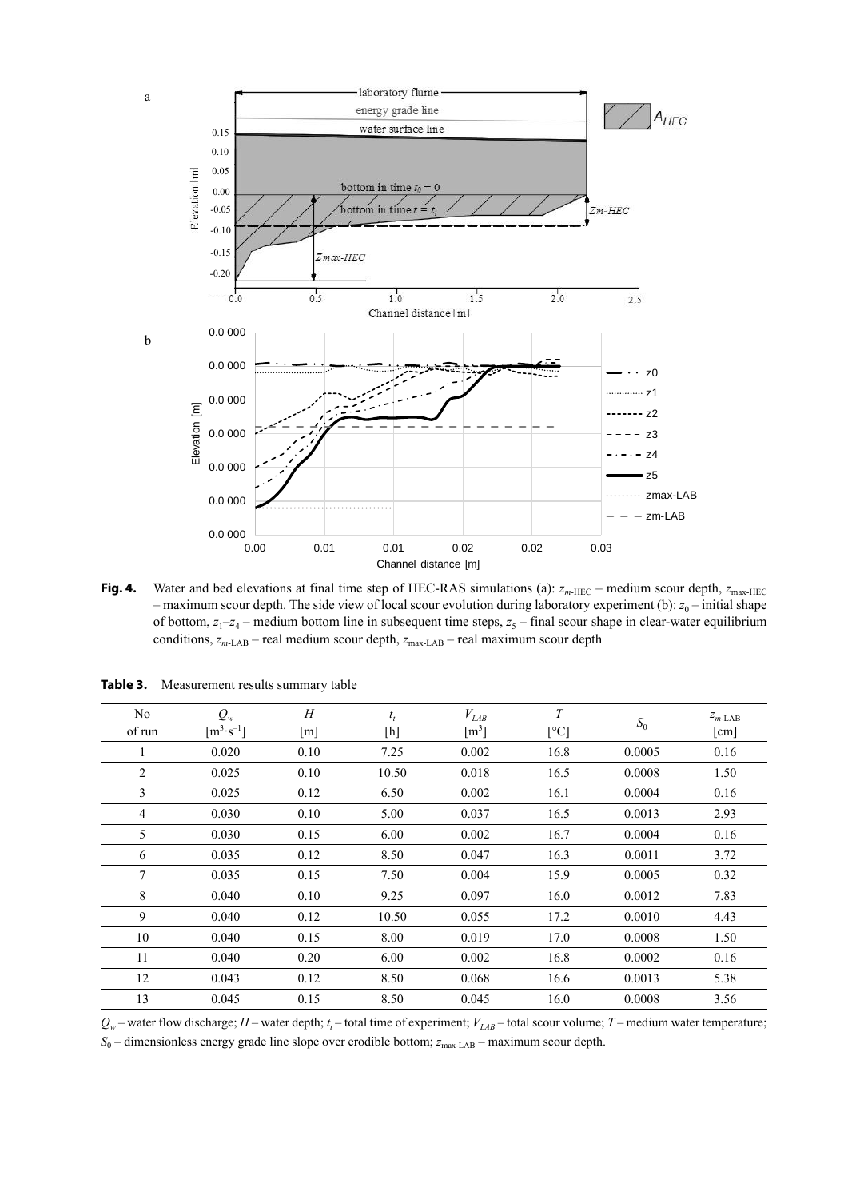**Fig. 4.** Water and bed elevations at final time step of HEC-RAS simulations (a): $z_{m\text{-HEC}}$ – medium scour depth, $z_{\max\text{-HEC}}$ – maximum scour depth. The side view of local scour evolution during laboratory experiment (b): $z_0$ – initial shape of bottom, $z_1$–$z_4$ – medium bottom line in subsequent time steps, $z_5$ – final scour shape in clear-water equilibrium conditions, $z_{m\text{-LAB}}$ – real medium scour depth, $z_{\max\text{-LAB}}$ – real maximum scour depth

**Table 3.** Measurement results summary table

| No of run | $Q_w$ [$\text{m}^3 \cdot \text{s}^{-1}$] | $H$ [m] | $t_t$ [h] | $V_{LAB}$ [$\text{m}^3$] | $T$ [°C] | $S_0$ | $z_{m\text{-LAB}}$ [cm] |
|---|---|---|---|---|---|---|---|
| 1 | 0.020 | 0.10 | 7.25 | 0.002 | 16.8 | 0.0005 | 0.16 |
| 2 | 0.025 | 0.10 | 10.50 | 0.018 | 16.5 | 0.0008 | 1.50 |
| 3 | 0.025 | 0.12 | 6.50 | 0.002 | 16.1 | 0.0004 | 0.16 |
| 4 | 0.030 | 0.10 | 5.00 | 0.037 | 16.5 | 0.0013 | 2.93 |
| 5 | 0.030 | 0.15 | 6.00 | 0.002 | 16.7 | 0.0004 | 0.16 |
| 6 | 0.035 | 0.12 | 8.50 | 0.047 | 16.3 | 0.0011 | 3.72 |
| 7 | 0.035 | 0.15 | 7.50 | 0.004 | 15.9 | 0.0005 | 0.32 |
| 8 | 0.040 | 0.10 | 9.25 | 0.097 | 16.0 | 0.0012 | 7.83 |
| 9 | 0.040 | 0.12 | 10.50 | 0.055 | 17.2 | 0.0010 | 4.43 |
| 10 | 0.040 | 0.15 | 8.00 | 0.019 | 17.0 | 0.0008 | 1.50 |
| 11 | 0.040 | 0.20 | 6.00 | 0.002 | 16.8 | 0.0002 | 0.16 |
| 12 | 0.043 | 0.12 | 8.50 | 0.068 | 16.6 | 0.0013 | 5.38 |
| 13 | 0.045 | 0.15 | 8.50 | 0.045 | 16.0 | 0.0008 | 3.56 |

$Q_w$ – water flow discharge; $H$ – water depth; $t_t$ – total time of experiment; $V_{LAB}$ – total scour volume; $T$ – medium water temperature; $S_0$ – dimensionless energy grade line slope over erodible bottom; $z_{\max\text{-LAB}}$ – maximum scour depth.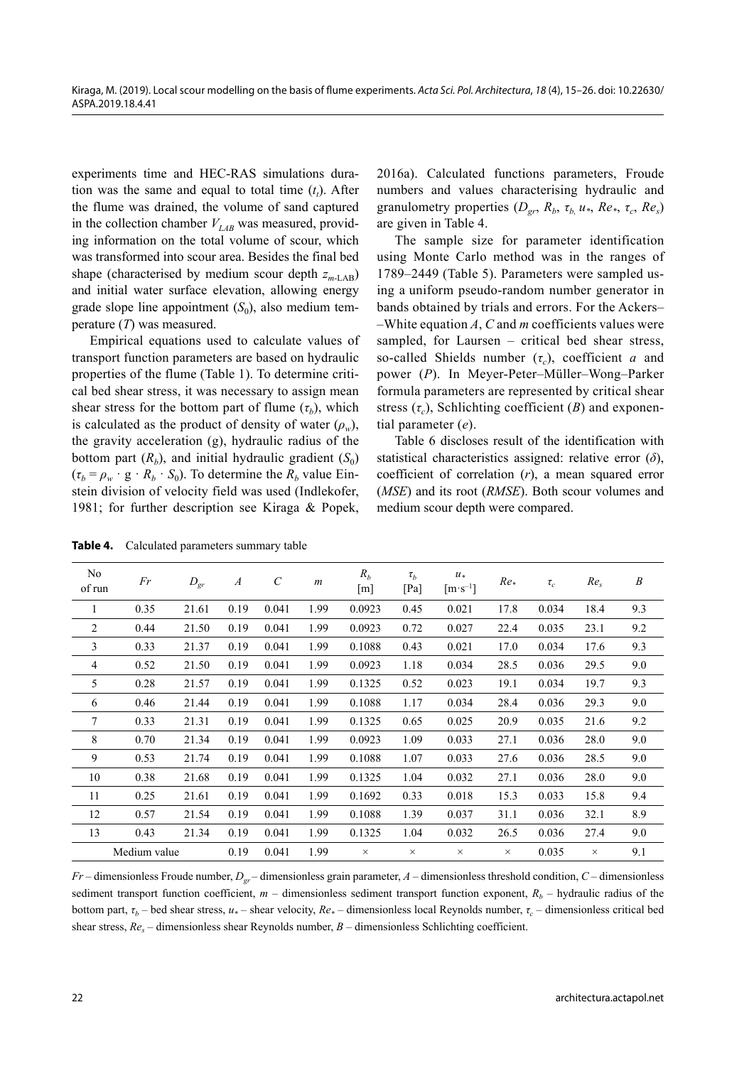experiments time and HEC-RAS simulations duration was the same and equal to total time ($t_t$). After the flume was drained, the volume of sand captured in the collection chamber $V_{LAB}$ was measured, providing information on the total volume of scour, which was transformed into scour area. Besides the final bed shape (characterised by medium scour depth $z_{m\text{-LAB}}$) and initial water surface elevation, allowing energy grade slope line appointment ($S_0$), also medium temperature ($T$) was measured.

Empirical equations used to calculate values of transport function parameters are based on hydraulic properties of the flume (Table 1). To determine critical bed shear stress, it was necessary to assign mean shear stress for the bottom part of flume ($\tau_b$), which is calculated as the product of density of water ($\rho_w$), the gravity acceleration (g), hydraulic radius of the bottom part ($R_b$), and initial hydraulic gradient ($S_0$) ($\tau_b = \rho_w \cdot g \cdot R_b \cdot S_0$). To determine the $R_b$ value Einstein division of velocity field was used (Indlekofer, 1981; for further description see Kiraga & Popek, 2016a). Calculated functions parameters, Froude numbers and values characterising hydraulic and granulometry properties ($D_{gr}$, $R_b$, $\tau_b$, $u_*$, $Re_*$, $\tau_c$, $Re_s$) are given in Table 4.

The sample size for parameter identification using Monte Carlo method was in the ranges of 1789–2449 (Table 5). Parameters were sampled using a uniform pseudo-random number generator in bands obtained by trials and errors. For the Ackers–White equation $A$, $C$ and $m$ coefficients values were sampled, for Laursen – critical bed shear stress, so-called Shields number ($\tau_c$), coefficient $a$ and power ($P$). In Meyer-Peter–Müller–Wong–Parker formula parameters are represented by critical shear stress ($\tau_c$), Schlichting coefficient ($B$) and exponential parameter ($e$).

Table 6 discloses result of the identification with statistical characteristics assigned: relative error ($\delta$), coefficient of correlation ($r$), a mean squared error ($MSE$) and its root ($RMSE$). Both scour volumes and medium scour depth were compared.

**Table 4.** Calculated parameters summary table

| No of run | $Fr$ | $D_{gr}$ | $A$ | $C$ | $m$ | $R_b$ [m] | $\tau_b$ [Pa] | $u_*$ [m·s$^{-1}$] | $Re_*$ | $\tau_c$ | $Re_s$ | $B$ |
|---|---|---|---|---|---|---|---|---|---|---|---|---|
| 1 | 0.35 | 21.61 | 0.19 | 0.041 | 1.99 | 0.0923 | 0.45 | 0.021 | 17.8 | 0.034 | 18.4 | 9.3 |
| 2 | 0.44 | 21.50 | 0.19 | 0.041 | 1.99 | 0.0923 | 0.72 | 0.027 | 22.4 | 0.035 | 23.1 | 9.2 |
| 3 | 0.33 | 21.37 | 0.19 | 0.041 | 1.99 | 0.1088 | 0.43 | 0.021 | 17.0 | 0.034 | 17.6 | 9.3 |
| 4 | 0.52 | 21.50 | 0.19 | 0.041 | 1.99 | 0.0923 | 1.18 | 0.034 | 28.5 | 0.036 | 29.5 | 9.0 |
| 5 | 0.28 | 21.57 | 0.19 | 0.041 | 1.99 | 0.1325 | 0.52 | 0.023 | 19.1 | 0.034 | 19.7 | 9.3 |
| 6 | 0.46 | 21.44 | 0.19 | 0.041 | 1.99 | 0.1088 | 1.17 | 0.034 | 28.4 | 0.036 | 29.3 | 9.0 |
| 7 | 0.33 | 21.31 | 0.19 | 0.041 | 1.99 | 0.1325 | 0.65 | 0.025 | 20.9 | 0.035 | 21.6 | 9.2 |
| 8 | 0.70 | 21.34 | 0.19 | 0.041 | 1.99 | 0.0923 | 1.09 | 0.033 | 27.1 | 0.036 | 28.0 | 9.0 |
| 9 | 0.53 | 21.74 | 0.19 | 0.041 | 1.99 | 0.1088 | 1.07 | 0.033 | 27.6 | 0.036 | 28.5 | 9.0 |
| 10 | 0.38 | 21.68 | 0.19 | 0.041 | 1.99 | 0.1325 | 1.04 | 0.032 | 27.1 | 0.036 | 28.0 | 9.0 |
| 11 | 0.25 | 21.61 | 0.19 | 0.041 | 1.99 | 0.1692 | 0.33 | 0.018 | 15.3 | 0.033 | 15.8 | 9.4 |
| 12 | 0.57 | 21.54 | 0.19 | 0.041 | 1.99 | 0.1088 | 1.39 | 0.037 | 31.1 | 0.036 | 32.1 | 8.9 |
| 13 | 0.43 | 21.34 | 0.19 | 0.041 | 1.99 | 0.1325 | 1.04 | 0.032 | 26.5 | 0.036 | 27.4 | 9.0 |
| Medium value | | | 0.19 | 0.041 | 1.99 | × | × | × | × | 0.035 | × | 9.1 |

$Fr$ – dimensionless Froude number, $D_{gr}$ – dimensionless grain parameter, $A$ – dimensionless threshold condition, $C$ – dimensionless sediment transport function coefficient, $m$ – dimensionless sediment transport function exponent, $R_b$ – hydraulic radius of the bottom part, $\tau_b$ – bed shear stress, $u_*$ – shear velocity, $Re_*$ – dimensionless local Reynolds number, $\tau_c$ – dimensionless critical bed shear stress, $Re_s$ – dimensionless shear Reynolds number, $B$ – dimensionless Schlichting coefficient.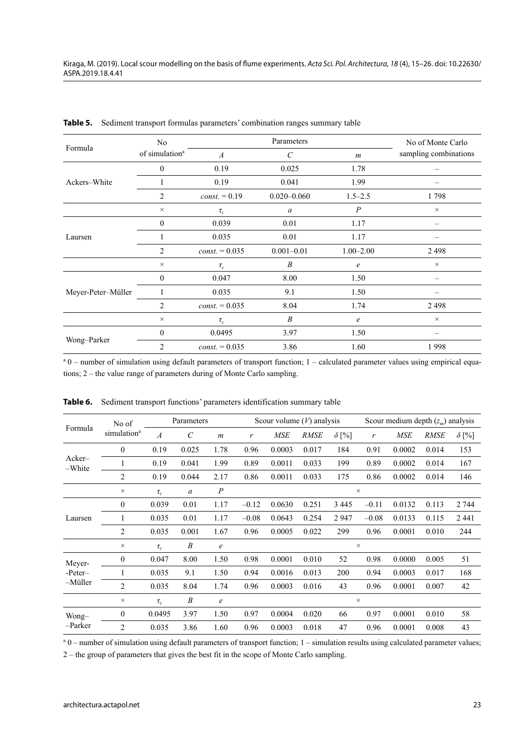**Table 5.** Sediment transport formulas parameters' combination ranges summary table

| Formula | No of simulation[a] | Parameters | | | No of Monte Carlo sampling combinations |
|---|---|---|---|---|---|
| | | $A$ | $C$ | $m$ | |
| Ackers–White | 0 | 0.19 | 0.025 | 1.78 | – |
| | 1 | 0.19 | 0.041 | 1.99 | – |
| | 2 | *const.* = 0.19 | 0.020–0.060 | 1.5–2.5 | 1 798 |
| | × | $\tau_c$ | $a$ | $P$ | × |
| Laursen | 0 | 0.039 | 0.01 | 1.17 | – |
| | 1 | 0.035 | 0.01 | 1.17 | – |
| | 2 | *const.* = 0.035 | 0.001–0.01 | 1.00–2.00 | 2 498 |
| | × | $\tau_c$ | $B$ | $e$ | × |
| Meyer-Peter–Müller | 0 | 0.047 | 8.00 | 1.50 | – |
| | 1 | 0.035 | 9.1 | 1.50 | – |
| | 2 | *const.* = 0.035 | 8.04 | 1.74 | 2 498 |
| | × | $\tau_c$ | $B$ | $e$ | × |
| Wong–Parker | 0 | 0.0495 | 3.97 | 1.50 | – |
| | 2 | *const.* = 0.035 | 3.86 | 1.60 | 1 998 |

[a] 0 – number of simulation using default parameters of transport function; 1 – calculated parameter values using empirical equations; 2 – the value range of parameters during of Monte Carlo sampling.

**Table 6.** Sediment transport functions' parameters identification summary table

| Formula | No of simulation[a] | Parameters | | | Scour volume ($V$) analysis | | | | Scour medium depth ($z_m$) analysis | | | |
|---|---|---|---|---|---|---|---|---|---|---|---|---|
| | | $A$ | $C$ | $m$ | $r$ | *MSE* | *RMSE* | $\delta$ [%] | $r$ | *MSE* | *RMSE* | $\delta$ [%] |
| Acker–White | 0 | 0.19 | 0.025 | 1.78 | 0.96 | 0.0003 | 0.017 | 184 | 0.91 | 0.0002 | 0.014 | 153 |
| | 1 | 0.19 | 0.041 | 1.99 | 0.89 | 0.0011 | 0.033 | 199 | 0.89 | 0.0002 | 0.014 | 167 |
| | 2 | 0.19 | 0.044 | 2.17 | 0.86 | 0.0011 | 0.033 | 175 | 0.86 | 0.0002 | 0.014 | 146 |
| | × | $\tau_c$ | $a$ | $P$ | × | | | | | | | |
| Laursen | 0 | 0.039 | 0.01 | 1.17 | –0.12 | 0.0630 | 0.251 | 3 445 | –0.11 | 0.0132 | 0.113 | 2 744 |
| | 1 | 0.035 | 0.01 | 1.17 | –0.08 | 0.0643 | 0.254 | 2 947 | –0.08 | 0.0133 | 0.115 | 2 441 |
| | 2 | 0.035 | 0.001 | 1.67 | 0.96 | 0.0005 | 0.022 | 299 | 0.96 | 0.0001 | 0.010 | 244 |
| | × | $\tau_c$ | $B$ | $e$ | × | | | | | | | |
| Meyer-Peter–Müller | 0 | 0.047 | 8.00 | 1.50 | 0.98 | 0.0001 | 0.010 | 52 | 0.98 | 0.0000 | 0.005 | 51 |
| | 1 | 0.035 | 9.1 | 1.50 | 0.94 | 0.0016 | 0.013 | 200 | 0.94 | 0.0003 | 0.017 | 168 |
| | 2 | 0.035 | 8.04 | 1.74 | 0.96 | 0.0003 | 0.016 | 43 | 0.96 | 0.0001 | 0.007 | 42 |
| | × | $\tau_c$ | $B$ | $e$ | × | | | | | | | |
| Wong–Parker | 0 | 0.0495 | 3.97 | 1.50 | 0.97 | 0.0004 | 0.020 | 66 | 0.97 | 0.0001 | 0.010 | 58 |
| | 2 | 0.035 | 3.86 | 1.60 | 0.96 | 0.0003 | 0.018 | 47 | 0.96 | 0.0001 | 0.008 | 43 |

[a] 0 – number of simulation using default parameters of transport function; 1 – simulation results using calculated parameter values; 2 – the group of parameters that gives the best fit in the scope of Monte Carlo sampling.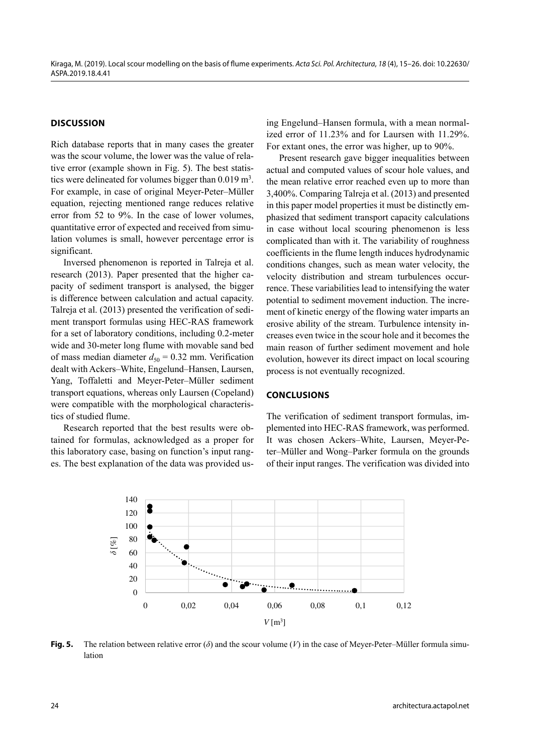## DISCUSSION

Rich database reports that in many cases the greater was the scour volume, the lower was the value of relative error (example shown in Fig. 5). The best statistics were delineated for volumes bigger than 0.019 $m^3$. For example, in case of original Meyer-Peter–Müller equation, rejecting mentioned range reduces relative error from 52 to 9%. In the case of lower volumes, quantitative error of expected and received from simulation volumes is small, however percentage error is significant.

Inversed phenomenon is reported in Talreja et al. research (2013). Paper presented that the higher capacity of sediment transport is analysed, the bigger is difference between calculation and actual capacity. Talreja et al. (2013) presented the verification of sediment transport formulas using HEC-RAS framework for a set of laboratory conditions, including 0.2-meter wide and 30-meter long flume with movable sand bed of mass median diameter $d_{50}$ = 0.32 mm. Verification dealt with Ackers–White, Engelund–Hansen, Laursen, Yang, Toffaletti and Meyer-Peter–Müller sediment transport equations, whereas only Laursen (Copeland) were compatible with the morphological characteristics of studied flume.

Research reported that the best results were obtained for formulas, acknowledged as a proper for this laboratory case, basing on function's input ranges. The best explanation of the data was provided using Engelund–Hansen formula, with a mean normalized error of 11.23% and for Laursen with 11.29%. For extant ones, the error was higher, up to 90%.

Present research gave bigger inequalities between actual and computed values of scour hole values, and the mean relative error reached even up to more than 3,400%. Comparing Talreja et al. (2013) and presented in this paper model properties it must be distinctly emphasized that sediment transport capacity calculations in case without local scouring phenomenon is less complicated than with it. The variability of roughness coefficients in the flume length induces hydrodynamic conditions changes, such as mean water velocity, the velocity distribution and stream turbulences occurrence. These variabilities lead to intensifying the water potential to sediment movement induction. The increment of kinetic energy of the flowing water imparts an erosive ability of the stream. Turbulence intensity increases even twice in the scour hole and it becomes the main reason of further sediment movement and hole evolution, however its direct impact on local scouring process is not eventually recognized.

## CONCLUSIONS

The verification of sediment transport formulas, implemented into HEC-RAS framework, was performed. It was chosen Ackers–White, Laursen, Meyer-Peter–Müller and Wong–Parker formula on the grounds of their input ranges. The verification was divided into

**Fig. 5.** The relation between relative error ($\delta$) and the scour volume ($V$) in the case of Meyer-Peter–Müller formula simulation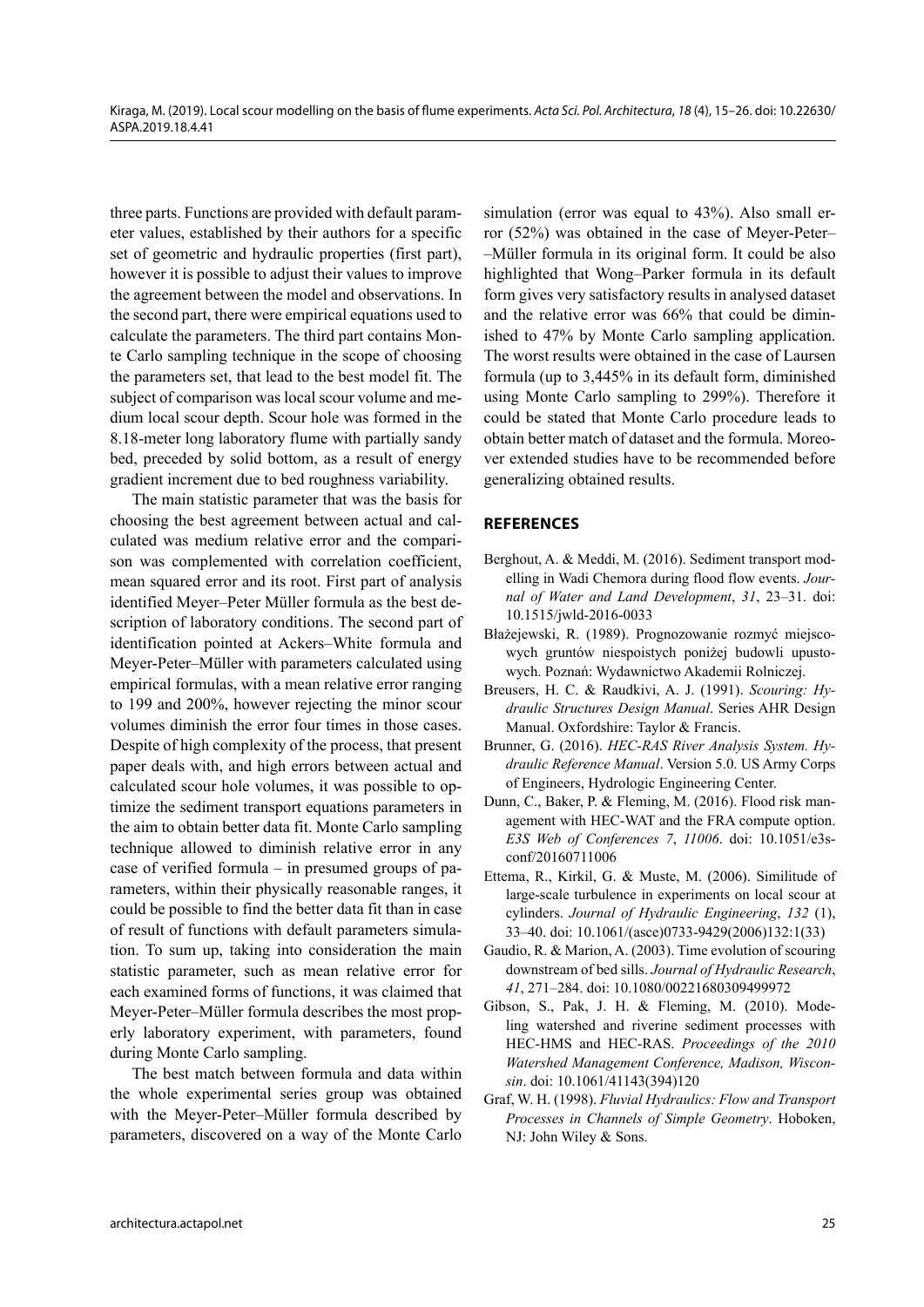three parts. Functions are provided with default parameter values, established by their authors for a specific set of geometric and hydraulic properties (first part), however it is possible to adjust their values to improve the agreement between the model and observations. In the second part, there were empirical equations used to calculate the parameters. The third part contains Monte Carlo sampling technique in the scope of choosing the parameters set, that lead to the best model fit. The subject of comparison was local scour volume and medium local scour depth. Scour hole was formed in the 8.18-meter long laboratory flume with partially sandy bed, preceded by solid bottom, as a result of energy gradient increment due to bed roughness variability.

The main statistic parameter that was the basis for choosing the best agreement between actual and calculated was medium relative error and the comparison was complemented with correlation coefficient, mean squared error and its root. First part of analysis identified Meyer–Peter Müller formula as the best description of laboratory conditions. The second part of identification pointed at Ackers–White formula and Meyer-Peter–Müller with parameters calculated using empirical formulas, with a mean relative error ranging to 199 and 200%, however rejecting the minor scour volumes diminish the error four times in those cases. Despite of high complexity of the process, that present paper deals with, and high errors between actual and calculated scour hole volumes, it was possible to optimize the sediment transport equations parameters in the aim to obtain better data fit. Monte Carlo sampling technique allowed to diminish relative error in any case of verified formula – in presumed groups of parameters, within their physically reasonable ranges, it could be possible to find the better data fit than in case of result of functions with default parameters simulation. To sum up, taking into consideration the main statistic parameter, such as mean relative error for each examined forms of functions, it was claimed that Meyer-Peter–Müller formula describes the most properly laboratory experiment, with parameters, found during Monte Carlo sampling.

The best match between formula and data within the whole experimental series group was obtained with the Meyer-Peter–Müller formula described by parameters, discovered on a way of the Monte Carlo simulation (error was equal to 43%). Also small error (52%) was obtained in the case of Meyer-Peter–Müller formula in its original form. It could be also highlighted that Wong–Parker formula in its default form gives very satisfactory results in analysed dataset and the relative error was 66% that could be diminished to 47% by Monte Carlo sampling application. The worst results were obtained in the case of Laursen formula (up to 3,445% in its default form, diminished using Monte Carlo sampling to 299%). Therefore it could be stated that Monte Carlo procedure leads to obtain better match of dataset and the formula. Moreover extended studies have to be recommended before generalizing obtained results.

## REFERENCES

Berghout, A. & Meddi, M. (2016). Sediment transport modelling in Wadi Chemora during flood flow events. *Journal of Water and Land Development*, *31*, 23–31. doi: 10.1515/jwld-2016-0033

Błażejewski, R. (1989). Prognozowanie rozmyć miejscowych gruntów niespoistych poniżej budowli upustowych. Poznań: Wydawnictwo Akademii Rolniczej.

Breusers, H. C. & Raudkivi, A. J. (1991). *Scouring: Hydraulic Structures Design Manual*. Series AHR Design Manual. Oxfordshire: Taylor & Francis.

Brunner, G. (2016). *HEC-RAS River Analysis System. Hydraulic Reference Manual*. Version 5.0. US Army Corps of Engineers, Hydrologic Engineering Center.

Dunn, C., Baker, P. & Fleming, M. (2016). Flood risk management with HEC-WAT and the FRA compute option. *E3S Web of Conferences 7*, *11006*. doi: 10.1051/e3sconf/20160711006

Ettema, R., Kirkil, G. & Muste, M. (2006). Similitude of large-scale turbulence in experiments on local scour at cylinders. *Journal of Hydraulic Engineering*, *132* (1), 33–40. doi: 10.1061/(asce)0733-9429(2006)132:1(33)

Gaudio, R. & Marion, A. (2003). Time evolution of scouring downstream of bed sills. *Journal of Hydraulic Research*, *41*, 271–284. doi: 10.1080/00221680309499972

Gibson, S., Pak, J. H. & Fleming, M. (2010). Modeling watershed and riverine sediment processes with HEC-HMS and HEC-RAS. *Proceedings of the 2010 Watershed Management Conference, Madison, Wisconsin*. doi: 10.1061/41143(394)120

Graf, W. H. (1998). *Fluvial Hydraulics: Flow and Transport Processes in Channels of Simple Geometry*. Hoboken, NJ: John Wiley & Sons.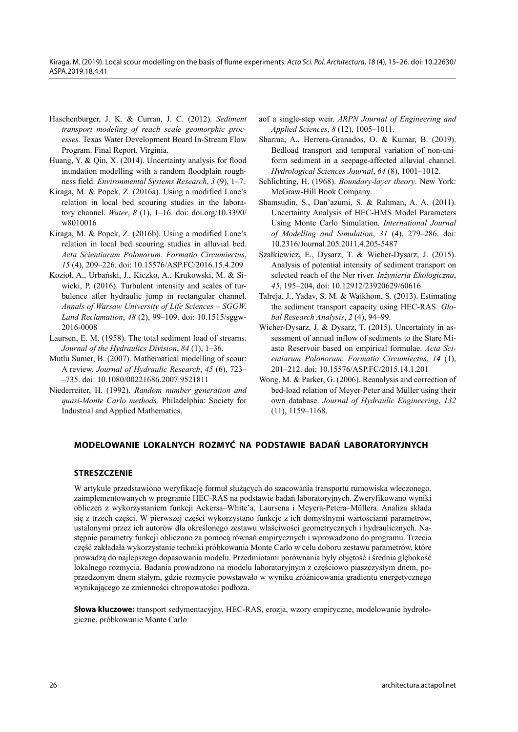Haschenburger, J. K. & Curran, J. C. (2012). *Sediment transport modeling of reach scale geomorphic processes*. Texas Water Development Board In-Stream Flow Program. Final Report. Virginia.

Huang, Y. & Qin, X. (2014). Uncertainty analysis for flood inundation modelling with a random floodplain roughness field. *Environmental Systems Research*, *3* (9), 1–7.

Kiraga, M. & Popek, Z. (2016a). Using a modified Lane's relation in local bed scouring studies in the laboratory channel. *Water*, *8* (1), 1–16. doi: doi.org/10.3390/w8010016

Kiraga, M. & Popek, Z. (2016b). Using a modified Lane's relation in local bed scouring studies in alluvial bed. *Acta Scientiarum Polonorum. Formatio Circumiectus*, *15* (4), 209–226. doi: 10.15576/ASP.FC/2016.15.4.209

Kozioł, A., Urbański, J., Kiczko, A., Krukowski, M. & Siwicki, P. (2016). Turbulent intensity and scales of turbulence after hydraulic jump in rectangular channel. *Annals of Warsaw University of Life Sciences – SGGW. Land Reclamation*, *48* (2), 99–109. doi: 10.1515/sggw-2016-0008

Laursen, E. M. (1958). The total sediment load of streams. *Journal of the Hydraulics Division*, *84* (1), 1–36.

Mutlu Sumer, B. (2007). Mathematical modelling of scour: A review. *Journal of Hydraulic Research*, *45* (6), 723–735. doi: 10.1080/00221686.2007.9521811

Niederreiter, H. (1992). *Random number generation and quasi-Monte Carlo methods*. Philadelphia: Society for Industrial and Applied Mathematics.

aof a single-step weir. *ARPN Journal of Engineering and Applied Sciences*, *8* (12), 1005–1011.

Sharma, A., Herrera-Granados, O. & Kumar, B. (2019). Bedload transport and temporal variation of non-uniform sediment in a seepage-affected alluvial channel. *Hydrological Sciences Journal*, *64* (8), 1001–1012.

Schlichting, H. (1968). *Boundary-layer theory*. New York: McGraw-Hill Book Company.

Shamsudin, S., Dan'azumi, S. & Rahman, A. A. (2011). Uncertainty Analysis of HEC-HMS Model Parameters Using Monte Carlo Simulation. *International Journal of Modelling and Simulation*, *31* (4), 279–286. doi: 10.2316/Journal.205.2011.4.205-5487

Szałkiewicz, E., Dysarz, T. & Wicher-Dysarz, J. (2015). Analysis of potential intensity of sediment transport on selected reach of the Ner river. *Inżynieria Ekologiczna*, *45*, 195–204, doi: 10.12912/23920629/60616

Talreja, J., Yadav, S. M. & Waikhom, S. (2013). Estimating the sediment transport capacity using HEC-RAS. *Global Research Analysis*, *2* (4), 94–99.

Wicher-Dysarz, J. & Dysarz, T. (2015). Uncertainty in assessment of annual inflow of sediments to the Stare Miasto Reservoir based on empirical formulae. *Acta Scientiarum Polonorum. Formatio Circumiectus*, *14* (1), 201–212. doi: 10.15576/ASP.FC/2015.14.1.201

Wong, M. & Parker, G. (2006). Reanalysis and correction of bed-load relation of Meyer-Peter and Müller using their own database. *Journal of Hydraulic Engineering*, *132* (11), 1159–1168.

## MODELOWANIE LOKALNYCH ROZMYĆ NA PODSTAWIE BADAŃ LABORATORYJNYCH

### STRESZCZENIE

W artykule przedstawiono weryfikację formuł służących do szacowania transportu rumowiska wleczonego, zaimplementowanych w programie HEC-RAS na podstawie badań laboratoryjnych. Zweryfikowano wyniki obliczeń z wykorzystaniem funkcji Ackersa–White'a, Laursena i Meyera-Petera–Müllera. Analiza składa się z trzech części. W pierwszej części wykorzystano funkcje z ich domyślnymi wartościami parametrów, ustalonymi przez ich autorów dla określonego zestawu właściwości geometrycznych i hydraulicznych. Następnie parametry funkcji obliczono za pomocą równań empirycznych i wprowadzono do programu. Trzecia część zakładała wykorzystanie techniki próbkowania Monte Carlo w celu doboru zestawu parametrów, które prowadzą do najlepszego dopasowania modelu. Przedmiotami porównania były objętość i średnia głębokość lokalnego rozmycia. Badania prowadzono na modelu laboratoryjnym z częściowo piaszczystym dnem, poprzedzonym dnem stałym, gdzie rozmycie powstawało w wyniku zróżnicowania gradientu energetycznego wynikającego ze zmienności chropowatości podłoża.

**Słowa kluczowe:** transport sedymentacyjny, HEC-RAS, erozja, wzory empiryczne, modelowanie hydrologiczne, próbkowanie Monte Carlo